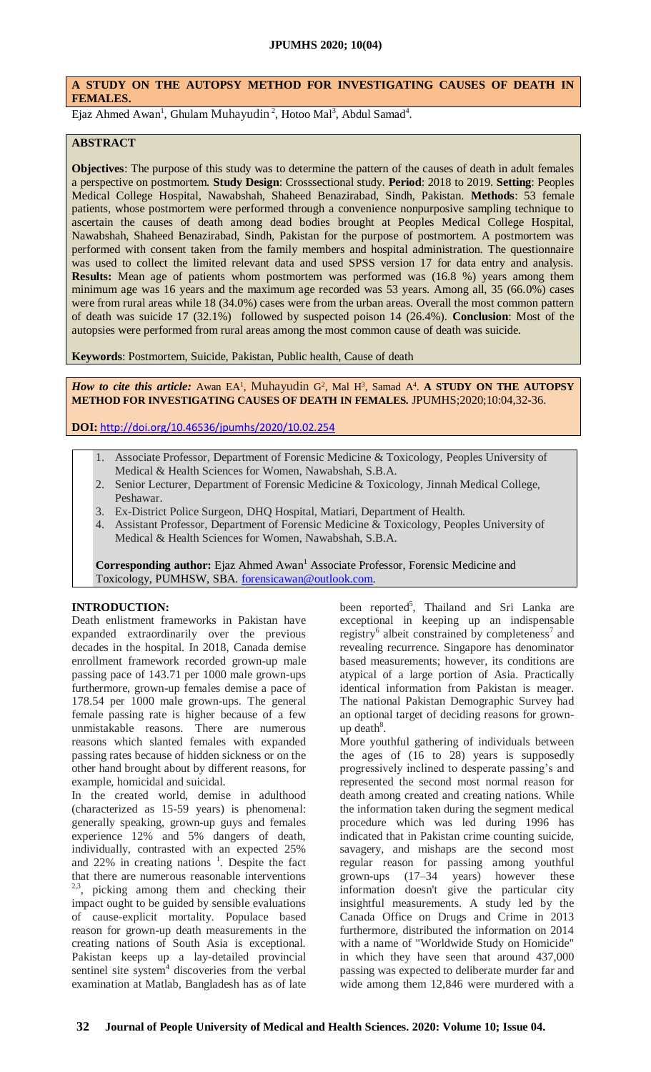# A STUDY ON THE AUTOPSY METHOD FOR INVESTIGATING CAUSES OF DEATH IN FEMALES.

Ejaz Ahmed Awan[1], Ghulam Muhayudin[2], Hotoo Mal[3], Abdul Samad[4].

## ABSTRACT

**Objectives**: The purpose of this study was to determine the pattern of the causes of death in adult females a perspective on postmortem. **Study Design**: Crosssectional study. **Period**: 2018 to 2019. **Setting**: Peoples Medical College Hospital, Nawabshah, Shaheed Benazirabad, Sindh, Pakistan. **Methods**: 53 female patients, whose postmortem were performed through a convenience nonpurposive sampling technique to ascertain the causes of death among dead bodies brought at Peoples Medical College Hospital, Nawabshah, Shaheed Benazirabad, Sindh, Pakistan for the purpose of postmortem. A postmortem was performed with consent taken from the family members and hospital administration. The questionnaire was used to collect the limited relevant data and used SPSS version 17 for data entry and analysis. **Results:** Mean age of patients whom postmortem was performed was (16.8 %) years among them minimum age was 16 years and the maximum age recorded was 53 years. Among all, 35 (66.0%) cases were from rural areas while 18 (34.0%) cases were from the urban areas. Overall the most common pattern of death was suicide 17 (32.1%) followed by suspected poison 14 (26.4%). **Conclusion**: Most of the autopsies were performed from rural areas among the most common cause of death was suicide.

**Keywords**: Postmortem, Suicide, Pakistan, Public health, Cause of death

***How to cite this article:*** Awan EA[1], Muhayudin G[2], Mal H[3], Samad A[4]. **A STUDY ON THE AUTOPSY METHOD FOR INVESTIGATING CAUSES OF DEATH IN FEMALES.** JPUMHS;2020;10:04,32-36.

**DOI:** http://doi.org/10.46536/jpumhs/2020/10.02.254

1. Associate Professor, Department of Forensic Medicine & Toxicology, Peoples University of Medical & Health Sciences for Women, Nawabshah, S.B.A.
2. Senior Lecturer, Department of Forensic Medicine & Toxicology, Jinnah Medical College, Peshawar.
3. Ex-District Police Surgeon, DHQ Hospital, Matiari, Department of Health.
4. Assistant Professor, Department of Forensic Medicine & Toxicology, Peoples University of Medical & Health Sciences for Women, Nawabshah, S.B.A.

**Corresponding author:** Ejaz Ahmed Awan[1] Associate Professor, Forensic Medicine and Toxicology, PUMHSW, SBA. forensicawan@outlook.com.

## INTRODUCTION:

Death enlistment frameworks in Pakistan have expanded extraordinarily over the previous decades in the hospital. In 2018, Canada demise enrollment framework recorded grown-up male passing pace of 143.71 per 1000 male grown-ups furthermore, grown-up females demise a pace of 178.54 per 1000 male grown-ups. The general female passing rate is higher because of a few unmistakable reasons. There are numerous reasons which slanted females with expanded passing rates because of hidden sickness or on the other hand brought about by different reasons, for example, homicidal and suicidal.

In the created world, demise in adulthood (characterized as 15-59 years) is phenomenal: generally speaking, grown-up guys and females experience 12% and 5% dangers of death, individually, contrasted with an expected 25% and 22% in creating nations [1]. Despite the fact that there are numerous reasonable interventions [2,3], picking among them and checking their impact ought to be guided by sensible evaluations of cause-explicit mortality. Populace based reason for grown-up death measurements in the creating nations of South Asia is exceptional. Pakistan keeps up a lay-detailed provincial sentinel site system[4] discoveries from the verbal examination at Matlab, Bangladesh has as of late been reported[5], Thailand and Sri Lanka are exceptional in keeping up an indispensable registry[6] albeit constrained by completeness[7] and revealing recurrence. Singapore has denominator based measurements; however, its conditions are atypical of a large portion of Asia. Practically identical information from Pakistan is meager. The national Pakistan Demographic Survey had an optional target of deciding reasons for grown-up death[8].

More youthful gathering of individuals between the ages of (16 to 28) years is supposedly progressively inclined to desperate passing's and represented the second most normal reason for death among created and creating nations. While the information taken during the segment medical procedure which was led during 1996 has indicated that in Pakistan crime counting suicide, savagery, and mishaps are the second most regular reason for passing among youthful grown-ups (17–34 years) however these information doesn't give the particular city insightful measurements. A study led by the Canada Office on Drugs and Crime in 2013 furthermore, distributed the information on 2014 with a name of "Worldwide Study on Homicide" in which they have seen that around 437,000 passing was expected to deliberate murder far and wide among them 12,846 were murdered with a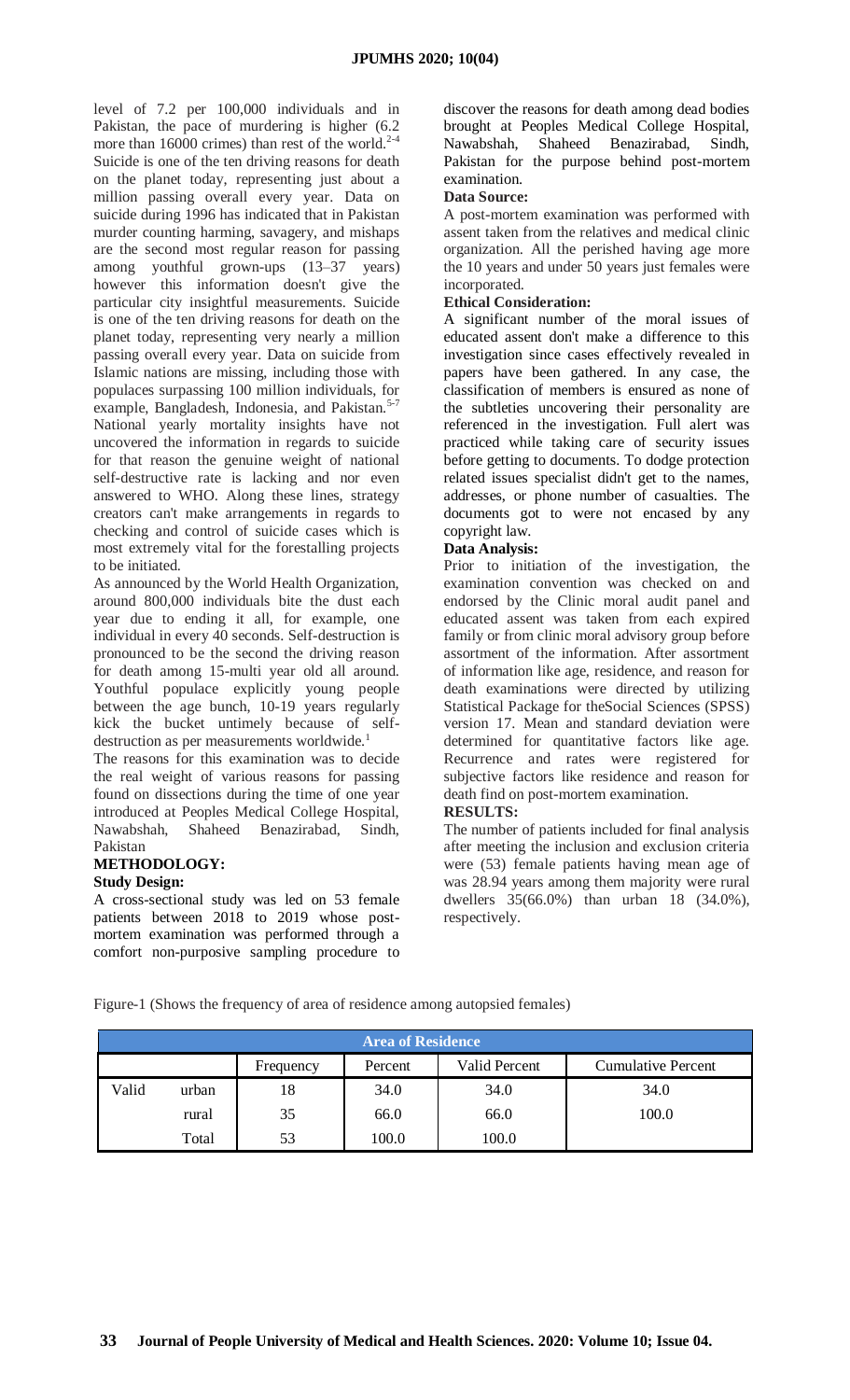level of 7.2 per 100,000 individuals and in Pakistan, the pace of murdering is higher (6.2 more than 16000 crimes) than rest of the world.[2-4] Suicide is one of the ten driving reasons for death on the planet today, representing just about a million passing overall every year. Data on suicide during 1996 has indicated that in Pakistan murder counting harming, savagery, and mishaps are the second most regular reason for passing among youthful grown-ups (13–37 years) however this information doesn't give the particular city insightful measurements. Suicide is one of the ten driving reasons for death on the planet today, representing very nearly a million passing overall every year. Data on suicide from Islamic nations are missing, including those with populaces surpassing 100 million individuals, for example, Bangladesh, Indonesia, and Pakistan.[5-7] National yearly mortality insights have not uncovered the information in regards to suicide for that reason the genuine weight of national self-destructive rate is lacking and nor even answered to WHO. Along these lines, strategy creators can't make arrangements in regards to checking and control of suicide cases which is most extremely vital for the forestalling projects to be initiated.

As announced by the World Health Organization, around 800,000 individuals bite the dust each year due to ending it all, for example, one individual in every 40 seconds. Self-destruction is pronounced to be the second the driving reason for death among 15-multi year old all around. Youthful populace explicitly young people between the age bunch, 10-19 years regularly kick the bucket untimely because of self-destruction as per measurements worldwide.[1]

The reasons for this examination was to decide the real weight of various reasons for passing found on dissections during the time of one year introduced at Peoples Medical College Hospital, Nawabshah, Shaheed Benazirabad, Sindh, Pakistan

## METHODOLOGY:

### Study Design:

A cross-sectional study was led on 53 female patients between 2018 to 2019 whose post-mortem examination was performed through a comfort non-purposive sampling procedure to discover the reasons for death among dead bodies brought at Peoples Medical College Hospital, Nawabshah, Shaheed Benazirabad, Sindh, Pakistan for the purpose behind post-mortem examination.

### Data Source:

A post-mortem examination was performed with assent taken from the relatives and medical clinic organization. All the perished having age more the 10 years and under 50 years just females were incorporated.

### Ethical Consideration:

A significant number of the moral issues of educated assent don't make a difference to this investigation since cases effectively revealed in papers have been gathered. In any case, the classification of members is ensured as none of the subtleties uncovering their personality are referenced in the investigation. Full alert was practiced while taking care of security issues before getting to documents. To dodge protection related issues specialist didn't get to the names, addresses, or phone number of casualties. The documents got to were not encased by any copyright law.

### Data Analysis:

Prior to initiation of the investigation, the examination convention was checked on and endorsed by the Clinic moral audit panel and educated assent was taken from each expired family or from clinic moral advisory group before assortment of the information. After assortment of information like age, residence, and reason for death examinations were directed by utilizing Statistical Package for theSocial Sciences (SPSS) version 17. Mean and standard deviation were determined for quantitative factors like age. Recurrence and rates were registered for subjective factors like residence and reason for death find on post-mortem examination.

## RESULTS:

The number of patients included for final analysis after meeting the inclusion and exclusion criteria were (53) female patients having mean age of was 28.94 years among them majority were rural dwellers 35(66.0%) than urban 18 (34.0%), respectively.

Figure-1 (Shows the frequency of area of residence among autopsied females)

| Area of Residence | | | | | |
|---|---|---|---|---|---|
| | | Frequency | Percent | Valid Percent | Cumulative Percent |
| Valid | urban | 18 | 34.0 | 34.0 | 34.0 |
| | rural | 35 | 66.0 | 66.0 | 100.0 |
| | Total | 53 | 100.0 | 100.0 | |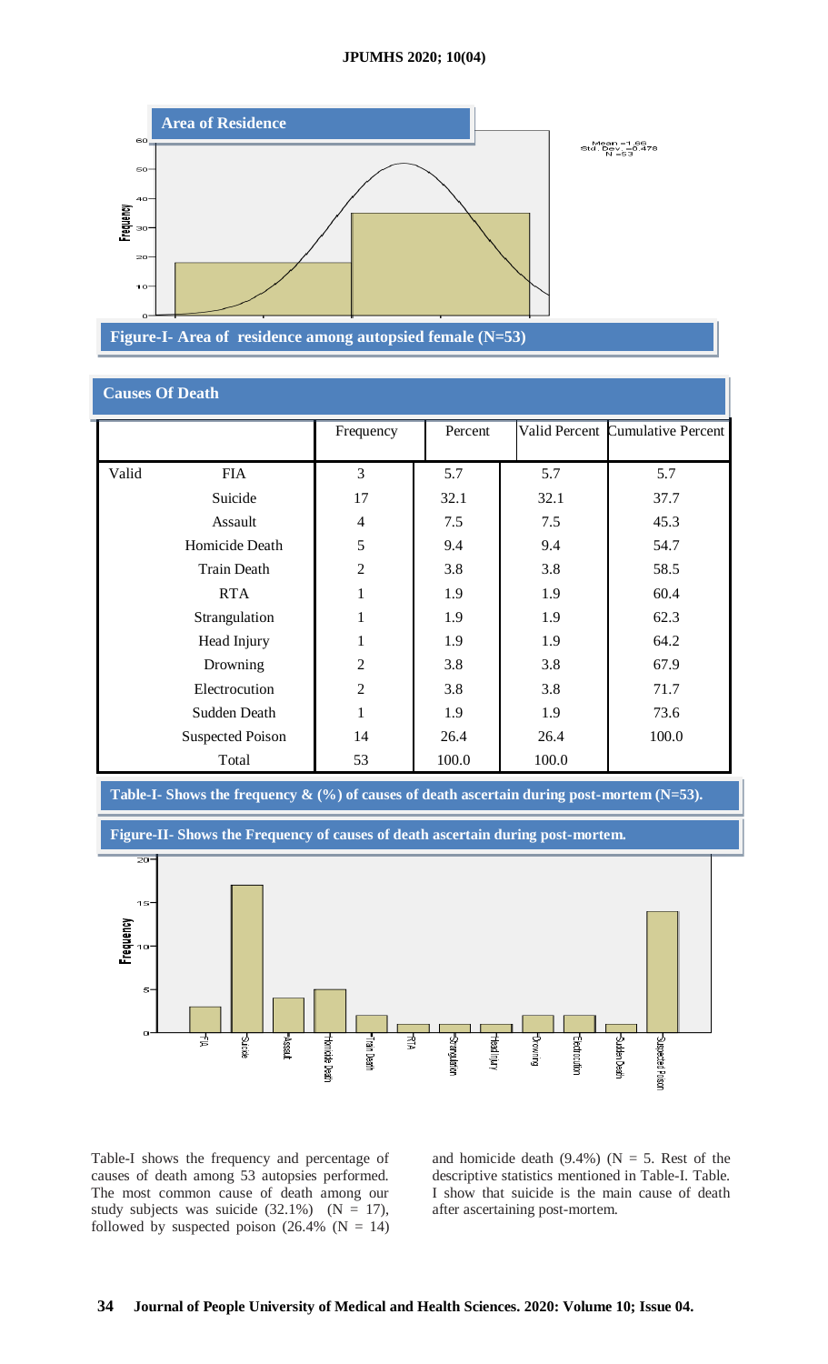**Area of Residence**

Figure-I- Area of residence among autopsied female (N=53)

**Causes Of Death**

| | | Frequency | Percent | Valid Percent | Cumulative Percent |
|---|---|---|---|---|---|
| Valid | FIA | 3 | 5.7 | 5.7 | 5.7 |
| | Suicide | 17 | 32.1 | 32.1 | 37.7 |
| | Assault | 4 | 7.5 | 7.5 | 45.3 |
| | Homicide Death | 5 | 9.4 | 9.4 | 54.7 |
| | Train Death | 2 | 3.8 | 3.8 | 58.5 |
| | RTA | 1 | 1.9 | 1.9 | 60.4 |
| | Strangulation | 1 | 1.9 | 1.9 | 62.3 |
| | Head Injury | 1 | 1.9 | 1.9 | 64.2 |
| | Drowning | 2 | 3.8 | 3.8 | 67.9 |
| | Electrocution | 2 | 3.8 | 3.8 | 71.7 |
| | Sudden Death | 1 | 1.9 | 1.9 | 73.6 |
| | Suspected Poison | 14 | 26.4 | 26.4 | 100.0 |
| | Total | 53 | 100.0 | 100.0 | |

Table-I- Shows the frequency & (%) of causes of death ascertain during post-mortem (N=53).

Figure-II- Shows the Frequency of causes of death ascertain during post-mortem.

Table-I shows the frequency and percentage of causes of death among 53 autopsies performed. The most common cause of death among our study subjects was suicide (32.1%) (N = 17), followed by suspected poison (26.4% (N = 14) and homicide death (9.4%) (N = 5. Rest of the descriptive statistics mentioned in Table-I. Table. I show that suicide is the main cause of death after ascertaining post-mortem.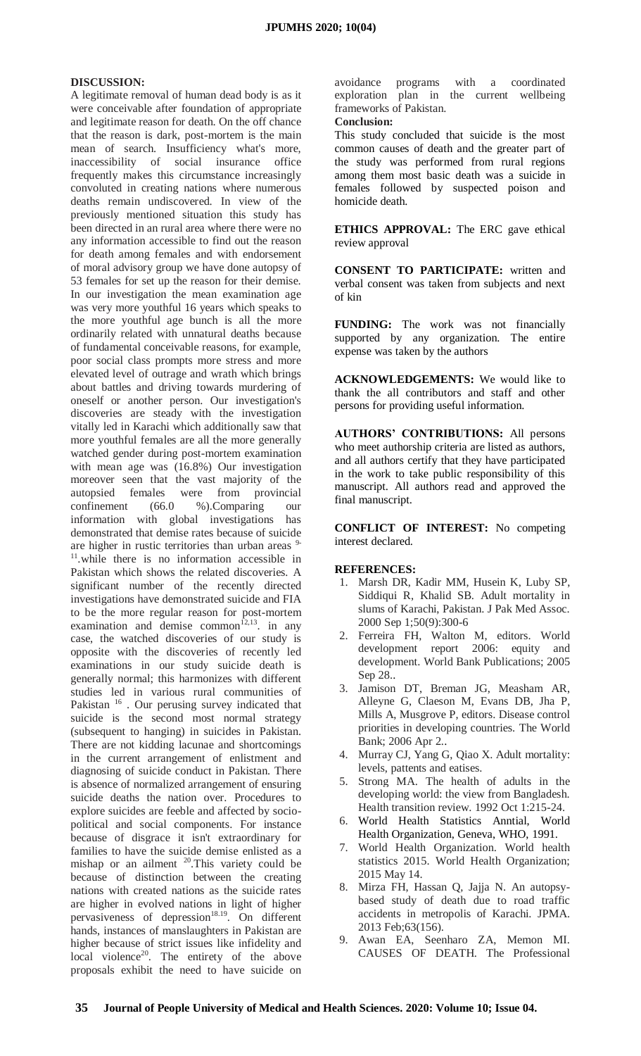**DISCUSSION:**

A legitimate removal of human dead body is as it were conceivable after foundation of appropriate and legitimate reason for death. On the off chance that the reason is dark, post-mortem is the main mean of search. Insufficiency what's more, inaccessibility of social insurance office frequently makes this circumstance increasingly convoluted in creating nations where numerous deaths remain undiscovered. In view of the previously mentioned situation this study has been directed in an rural area where there were no any information accessible to find out the reason for death among females and with endorsement of moral advisory group we have done autopsy of 53 females for set up the reason for their demise. In our investigation the mean examination age was very more youthful 16 years which speaks to the more youthful age bunch is all the more ordinarily related with unnatural deaths because of fundamental conceivable reasons, for example, poor social class prompts more stress and more elevated level of outrage and wrath which brings about battles and driving towards murdering of oneself or another person. Our investigation's discoveries are steady with the investigation vitally led in Karachi which additionally saw that more youthful females are all the more generally watched gender during post-mortem examination with mean age was (16.8%) Our investigation moreover seen that the vast majority of the autopsied females were from provincial confinement (66.0 %).Comparing our information with global investigations has demonstrated that demise rates because of suicide are higher in rustic territories than urban areas [9-11].while there is no information accessible in Pakistan which shows the related discoveries. A significant number of the recently directed investigations have demonstrated suicide and FIA to be the more regular reason for post-mortem examination and demise common[12,13]. in any case, the watched discoveries of our study is opposite with the discoveries of recently led examinations in our study suicide death is generally normal; this harmonizes with different studies led in various rural communities of Pakistan [16] . Our perusing survey indicated that suicide is the second most normal strategy (subsequent to hanging) in suicides in Pakistan. There are not kidding lacunae and shortcomings in the current arrangement of enlistment and diagnosing of suicide conduct in Pakistan. There is absence of normalized arrangement of ensuring suicide deaths the nation over. Procedures to explore suicides are feeble and affected by socio-political and social components. For instance because of disgrace it isn't extraordinary for families to have the suicide demise enlisted as a mishap or an ailment [20].This variety could be because of distinction between the creating nations with created nations as the suicide rates are higher in evolved nations in light of higher pervasiveness of depression[18,19]. On different hands, instances of manslaughters in Pakistan are higher because of strict issues like infidelity and local violence[20]. The entirety of the above proposals exhibit the need to have suicide on avoidance programs with a coordinated exploration plan in the current wellbeing frameworks of Pakistan.

**Conclusion:**

This study concluded that suicide is the most common causes of death and the greater part of the study was performed from rural regions among them most basic death was a suicide in females followed by suspected poison and homicide death.

**ETHICS APPROVAL:** The ERC gave ethical review approval

**CONSENT TO PARTICIPATE:** written and verbal consent was taken from subjects and next of kin

**FUNDING:** The work was not financially supported by any organization. The entire expense was taken by the authors

**ACKNOWLEDGEMENTS:** We would like to thank the all contributors and staff and other persons for providing useful information.

**AUTHORS' CONTRIBUTIONS:** All persons who meet authorship criteria are listed as authors, and all authors certify that they have participated in the work to take public responsibility of this manuscript. All authors read and approved the final manuscript.

**CONFLICT OF INTEREST:** No competing interest declared.

**REFERENCES:**

1. Marsh DR, Kadir MM, Husein K, Luby SP, Siddiqui R, Khalid SB. Adult mortality in slums of Karachi, Pakistan. J Pak Med Assoc. 2000 Sep 1;50(9):300-6
2. Ferreira FH, Walton M, editors. World development report 2006: equity and development. World Bank Publications; 2005 Sep 28..
3. Jamison DT, Breman JG, Measham AR, Alleyne G, Claeson M, Evans DB, Jha P, Mills A, Musgrove P, editors. Disease control priorities in developing countries. The World Bank; 2006 Apr 2..
4. Murray CJ, Yang G, Qiao X. Adult mortality: levels, pattents and eatises.
5. Strong MA. The health of adults in the developing world: the view from Bangladesh. Health transition review. 1992 Oct 1:215-24.
6. World Health Statistics Anntial, World Health Organization, Geneva, WHO, 1991.
7. World Health Organization. World health statistics 2015. World Health Organization; 2015 May 14.
8. Mirza FH, Hassan Q, Jajja N. An autopsy-based study of death due to road traffic accidents in metropolis of Karachi. JPMA. 2013 Feb;63(156).
9. Awan EA, Seenharo ZA, Memon MI. CAUSES OF DEATH. The Professional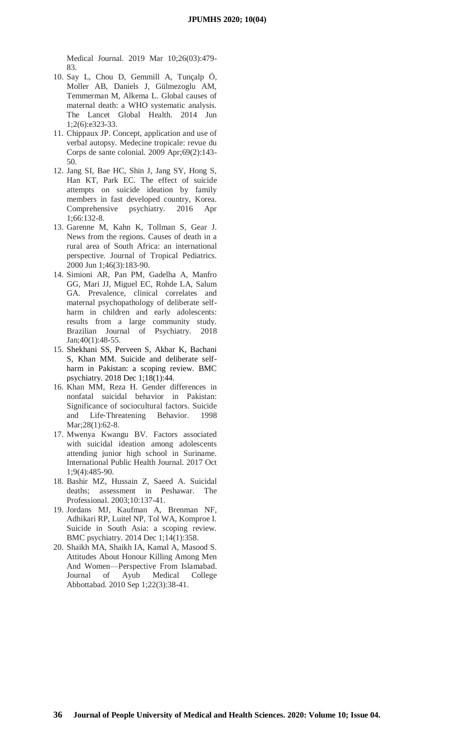Medical Journal. 2019 Mar 10;26(03):479-83.

10. Say L, Chou D, Gemmill A, Tunçalp Ö, Moller AB, Daniels J, Gülmezoglu AM, Temmerman M, Alkema L. Global causes of maternal death: a WHO systematic analysis. The Lancet Global Health. 2014 Jun 1;2(6):e323-33.
11. Chippaux JP. Concept, application and use of verbal autopsy. Medecine tropicale: revue du Corps de sante colonial. 2009 Apr;69(2):143-50.
12. Jang SI, Bae HC, Shin J, Jang SY, Hong S, Han KT, Park EC. The effect of suicide attempts on suicide ideation by family members in fast developed country, Korea. Comprehensive psychiatry. 2016 Apr 1;66:132-8.
13. Garenne M, Kahn K, Tollman S, Gear J. News from the regions. Causes of death in a rural area of South Africa: an international perspective. Journal of Tropical Pediatrics. 2000 Jun 1;46(3):183-90.
14. Simioni AR, Pan PM, Gadelha A, Manfro GG, Mari JJ, Miguel EC, Rohde LA, Salum GA. Prevalence, clinical correlates and maternal psychopathology of deliberate self-harm in children and early adolescents: results from a large community study. Brazilian Journal of Psychiatry. 2018 Jan;40(1):48-55.
15. Shekhani SS, Perveen S, Akbar K, Bachani S, Khan MM. Suicide and deliberate self-harm in Pakistan: a scoping review. BMC psychiatry. 2018 Dec 1;18(1):44.
16. Khan MM, Reza H. Gender differences in nonfatal suicidal behavior in Pakistan: Significance of sociocultural factors. Suicide and Life-Threatening Behavior. 1998 Mar;28(1):62-8.
17. Mwenya Kwangu BV. Factors associated with suicidal ideation among adolescents attending junior high school in Suriname. International Public Health Journal. 2017 Oct 1;9(4):485-90.
18. Bashir MZ, Hussain Z, Saeed A. Suicidal deaths; assessment in Peshawar. The Professional. 2003;10:137-41.
19. Jordans MJ, Kaufman A, Brenman NF, Adhikari RP, Luitel NP, Tol WA, Komproe I. Suicide in South Asia: a scoping review. BMC psychiatry. 2014 Dec 1;14(1):358.
20. Shaikh MA, Shaikh IA, Kamal A, Masood S. Attitudes About Honour Killing Among Men And Women—Perspective From Islamabad. Journal of Ayub Medical College Abbottabad. 2010 Sep 1;22(3):38-41.